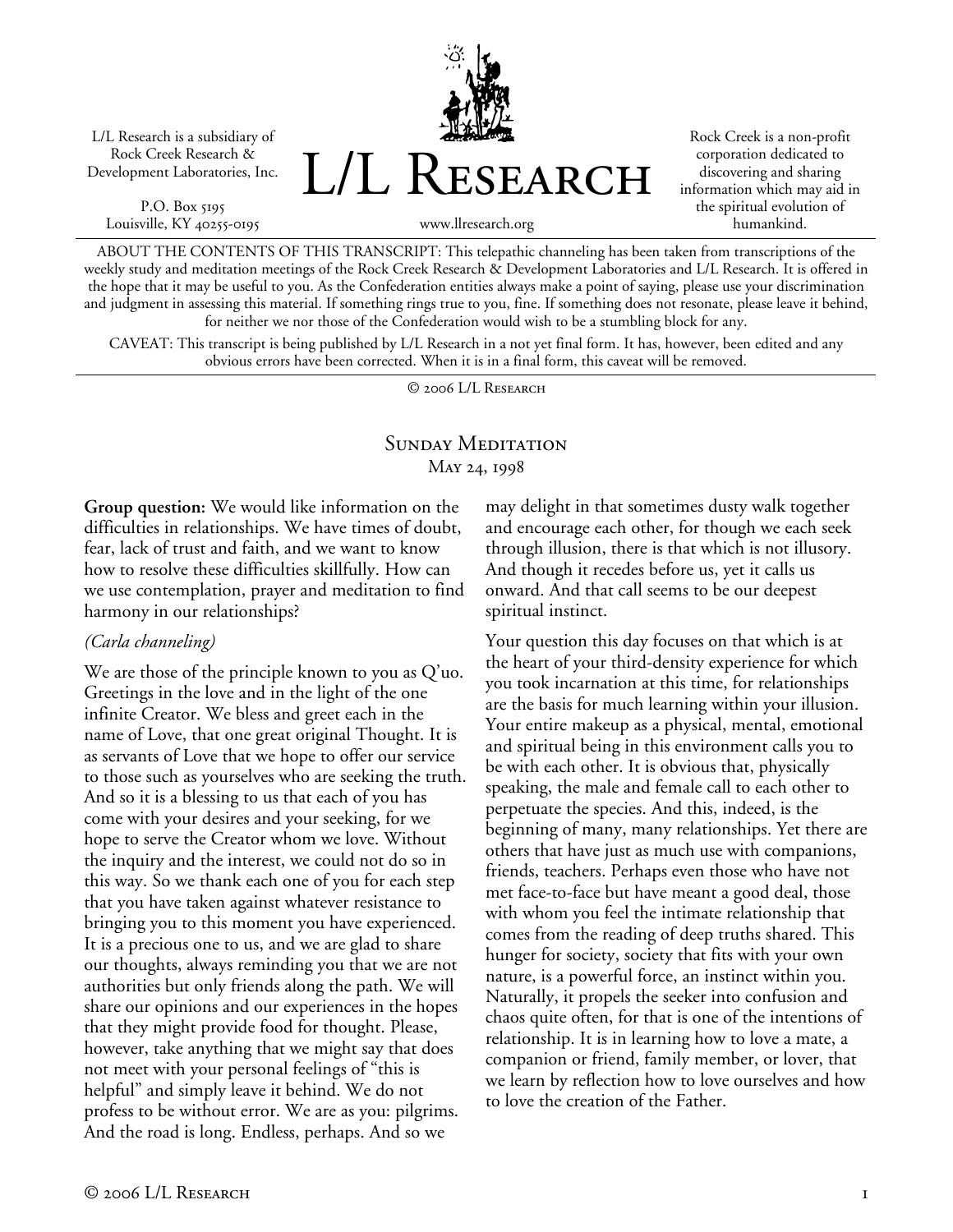L/L Research is a subsidiary of Rock Creek Research & Development Laboratories, Inc.

P.O. Box 5195
Louisville, KY 40255-0195

# L/L Research

www.llresearch.org

Rock Creek is a non-profit corporation dedicated to discovering and sharing information which may aid in the spiritual evolution of humankind.

ABOUT THE CONTENTS OF THIS TRANSCRIPT: This telepathic channeling has been taken from transcriptions of the weekly study and meditation meetings of the Rock Creek Research & Development Laboratories and L/L Research. It is offered in the hope that it may be useful to you. As the Confederation entities always make a point of saying, please use your discrimination and judgment in assessing this material. If something rings true to you, fine. If something does not resonate, please leave it behind, for neither we nor those of the Confederation would wish to be a stumbling block for any.

CAVEAT: This transcript is being published by L/L Research in a not yet final form. It has, however, been edited and any obvious errors have been corrected. When it is in a final form, this caveat will be removed.

© 2006 L/L Research

## Sunday Meditation
### May 24, 1998

**Group question:** We would like information on the difficulties in relationships. We have times of doubt, fear, lack of trust and faith, and we want to know how to resolve these difficulties skillfully. How can we use contemplation, prayer and meditation to find harmony in our relationships?

*(Carla channeling)*

We are those of the principle known to you as Q'uo. Greetings in the love and in the light of the one infinite Creator. We bless and greet each in the name of Love, that one great original Thought. It is as servants of Love that we hope to offer our service to those such as yourselves who are seeking the truth. And so it is a blessing to us that each of you has come with your desires and your seeking, for we hope to serve the Creator whom we love. Without the inquiry and the interest, we could not do so in this way. So we thank each one of you for each step that you have taken against whatever resistance to bringing you to this moment you have experienced. It is a precious one to us, and we are glad to share our thoughts, always reminding you that we are not authorities but only friends along the path. We will share our opinions and our experiences in the hopes that they might provide food for thought. Please, however, take anything that we might say that does not meet with your personal feelings of "this is helpful" and simply leave it behind. We do not profess to be without error. We are as you: pilgrims. And the road is long. Endless, perhaps. And so we may delight in that sometimes dusty walk together and encourage each other, for though we each seek through illusion, there is that which is not illusory. And though it recedes before us, yet it calls us onward. And that call seems to be our deepest spiritual instinct.

Your question this day focuses on that which is at the heart of your third-density experience for which you took incarnation at this time, for relationships are the basis for much learning within your illusion. Your entire makeup as a physical, mental, emotional and spiritual being in this environment calls you to be with each other. It is obvious that, physically speaking, the male and female call to each other to perpetuate the species. And this, indeed, is the beginning of many, many relationships. Yet there are others that have just as much use with companions, friends, teachers. Perhaps even those who have not met face-to-face but have meant a good deal, those with whom you feel the intimate relationship that comes from the reading of deep truths shared. This hunger for society, society that fits with your own nature, is a powerful force, an instinct within you. Naturally, it propels the seeker into confusion and chaos quite often, for that is one of the intentions of relationship. It is in learning how to love a mate, a companion or friend, family member, or lover, that we learn by reflection how to love ourselves and how to love the creation of the Father.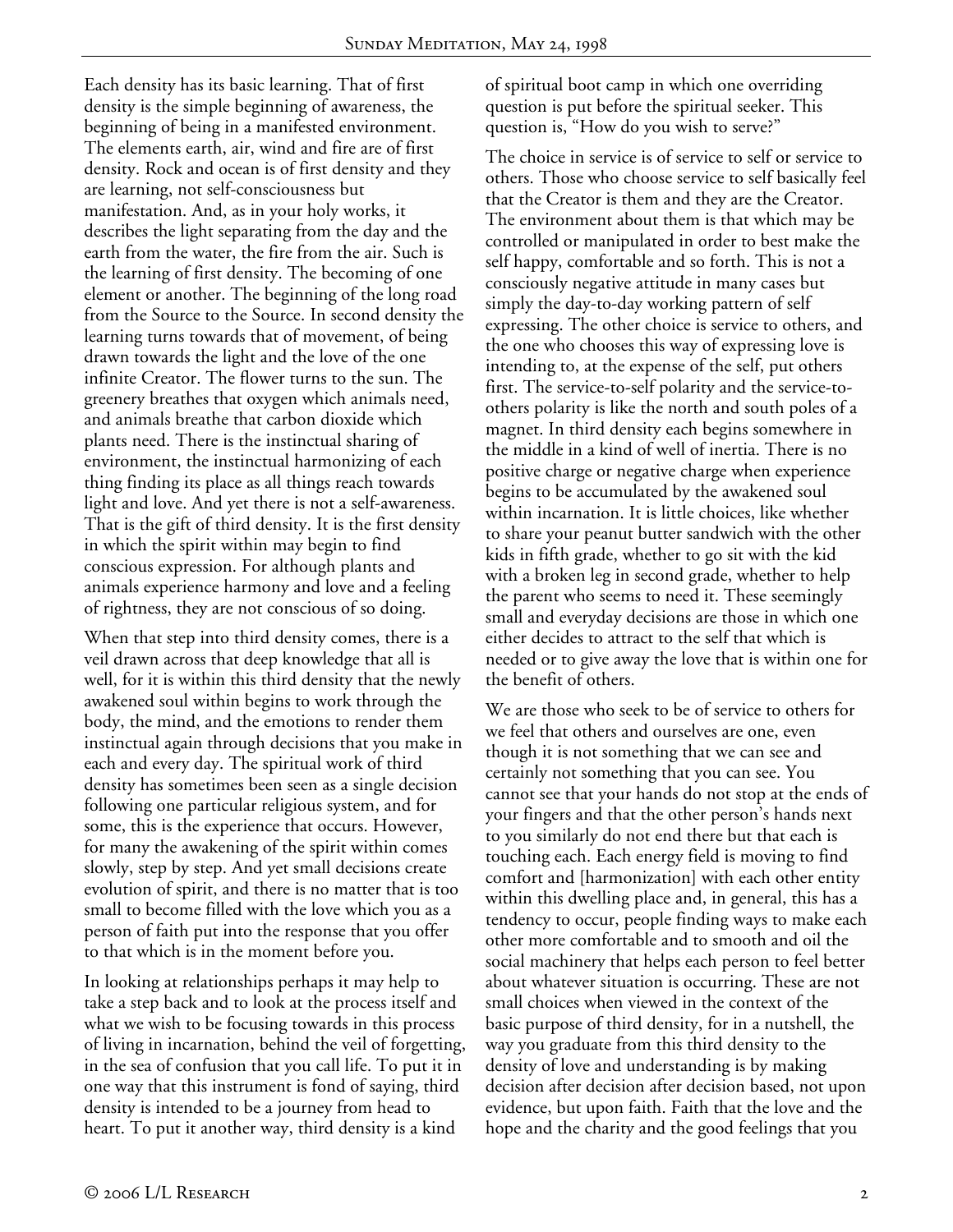Each density has its basic learning. That of first density is the simple beginning of awareness, the beginning of being in a manifested environment. The elements earth, air, wind and fire are of first density. Rock and ocean is of first density and they are learning, not self-consciousness but manifestation. And, as in your holy works, it describes the light separating from the day and the earth from the water, the fire from the air. Such is the learning of first density. The becoming of one element or another. The beginning of the long road from the Source to the Source. In second density the learning turns towards that of movement, of being drawn towards the light and the love of the one infinite Creator. The flower turns to the sun. The greenery breathes that oxygen which animals need, and animals breathe that carbon dioxide which plants need. There is the instinctual sharing of environment, the instinctual harmonizing of each thing finding its place as all things reach towards light and love. And yet there is not a self-awareness. That is the gift of third density. It is the first density in which the spirit within may begin to find conscious expression. For although plants and animals experience harmony and love and a feeling of rightness, they are not conscious of so doing.

When that step into third density comes, there is a veil drawn across that deep knowledge that all is well, for it is within this third density that the newly awakened soul within begins to work through the body, the mind, and the emotions to render them instinctual again through decisions that you make in each and every day. The spiritual work of third density has sometimes been seen as a single decision following one particular religious system, and for some, this is the experience that occurs. However, for many the awakening of the spirit within comes slowly, step by step. And yet small decisions create evolution of spirit, and there is no matter that is too small to become filled with the love which you as a person of faith put into the response that you offer to that which is in the moment before you.

In looking at relationships perhaps it may help to take a step back and to look at the process itself and what we wish to be focusing towards in this process of living in incarnation, behind the veil of forgetting, in the sea of confusion that you call life. To put it in one way that this instrument is fond of saying, third density is intended to be a journey from head to heart. To put it another way, third density is a kind of spiritual boot camp in which one overriding question is put before the spiritual seeker. This question is, "How do you wish to serve?"

The choice in service is of service to self or service to others. Those who choose service to self basically feel that the Creator is them and they are the Creator. The environment about them is that which may be controlled or manipulated in order to best make the self happy, comfortable and so forth. This is not a consciously negative attitude in many cases but simply the day-to-day working pattern of self expressing. The other choice is service to others, and the one who chooses this way of expressing love is intending to, at the expense of the self, put others first. The service-to-self polarity and the service-to-others polarity is like the north and south poles of a magnet. In third density each begins somewhere in the middle in a kind of well of inertia. There is no positive charge or negative charge when experience begins to be accumulated by the awakened soul within incarnation. It is little choices, like whether to share your peanut butter sandwich with the other kids in fifth grade, whether to go sit with the kid with a broken leg in second grade, whether to help the parent who seems to need it. These seemingly small and everyday decisions are those in which one either decides to attract to the self that which is needed or to give away the love that is within one for the benefit of others.

We are those who seek to be of service to others for we feel that others and ourselves are one, even though it is not something that we can see and certainly not something that you can see. You cannot see that your hands do not stop at the ends of your fingers and that the other person's hands next to you similarly do not end there but that each is touching each. Each energy field is moving to find comfort and [harmonization] with each other entity within this dwelling place and, in general, this has a tendency to occur, people finding ways to make each other more comfortable and to smooth and oil the social machinery that helps each person to feel better about whatever situation is occurring. These are not small choices when viewed in the context of the basic purpose of third density, for in a nutshell, the way you graduate from this third density to the density of love and understanding is by making decision after decision after decision based, not upon evidence, but upon faith. Faith that the love and the hope and the charity and the good feelings that you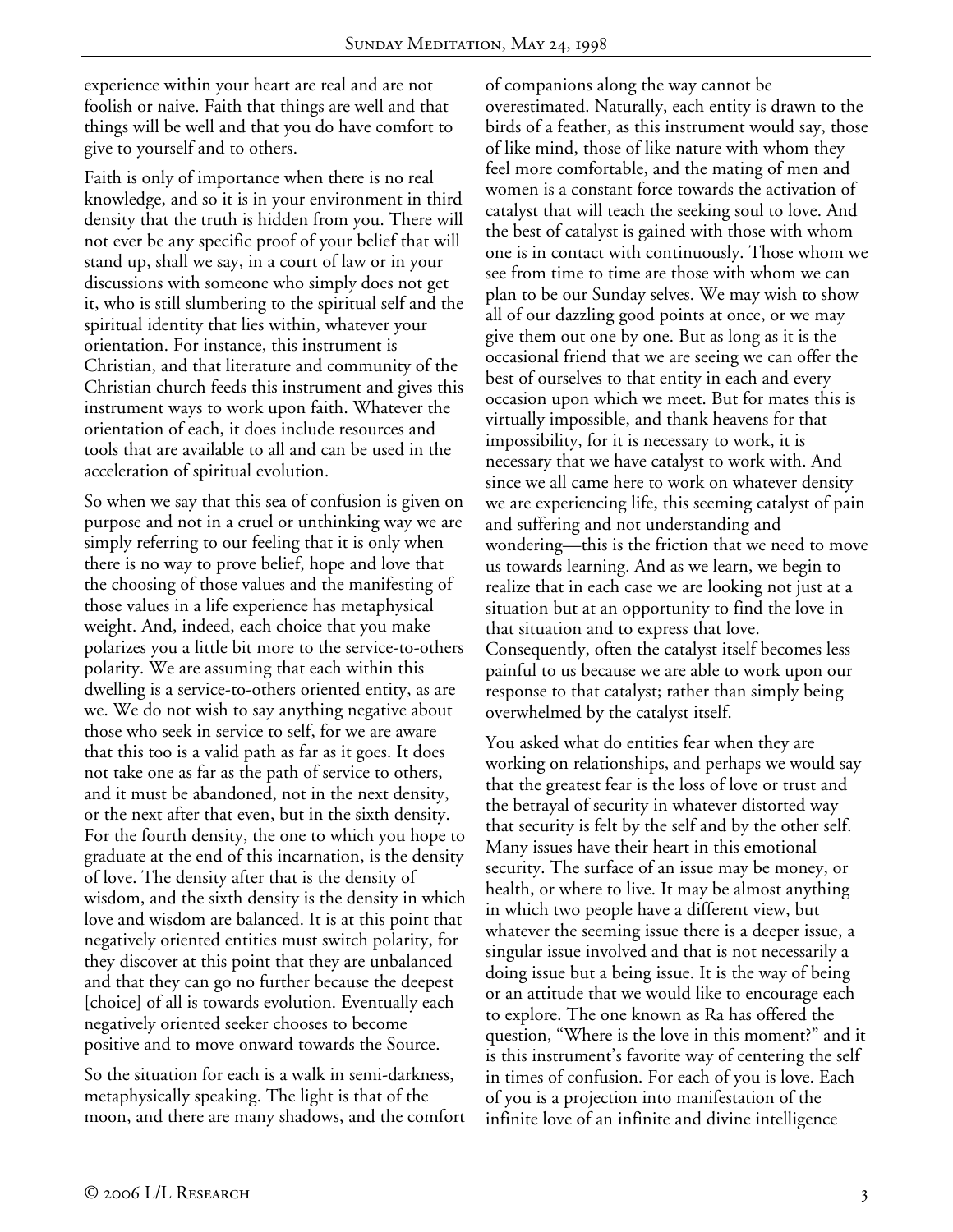experience within your heart are real and are not foolish or naive. Faith that things are well and that things will be well and that you do have comfort to give to yourself and to others.

Faith is only of importance when there is no real knowledge, and so it is in your environment in third density that the truth is hidden from you. There will not ever be any specific proof of your belief that will stand up, shall we say, in a court of law or in your discussions with someone who simply does not get it, who is still slumbering to the spiritual self and the spiritual identity that lies within, whatever your orientation. For instance, this instrument is Christian, and that literature and community of the Christian church feeds this instrument and gives this instrument ways to work upon faith. Whatever the orientation of each, it does include resources and tools that are available to all and can be used in the acceleration of spiritual evolution.

So when we say that this sea of confusion is given on purpose and not in a cruel or unthinking way we are simply referring to our feeling that it is only when there is no way to prove belief, hope and love that the choosing of those values and the manifesting of those values in a life experience has metaphysical weight. And, indeed, each choice that you make polarizes you a little bit more to the service-to-others polarity. We are assuming that each within this dwelling is a service-to-others oriented entity, as are we. We do not wish to say anything negative about those who seek in service to self, for we are aware that this too is a valid path as far as it goes. It does not take one as far as the path of service to others, and it must be abandoned, not in the next density, or the next after that even, but in the sixth density. For the fourth density, the one to which you hope to graduate at the end of this incarnation, is the density of love. The density after that is the density of wisdom, and the sixth density is the density in which love and wisdom are balanced. It is at this point that negatively oriented entities must switch polarity, for they discover at this point that they are unbalanced and that they can go no further because the deepest [choice] of all is towards evolution. Eventually each negatively oriented seeker chooses to become positive and to move onward towards the Source.

So the situation for each is a walk in semi-darkness, metaphysically speaking. The light is that of the moon, and there are many shadows, and the comfort of companions along the way cannot be overestimated. Naturally, each entity is drawn to the birds of a feather, as this instrument would say, those of like mind, those of like nature with whom they feel more comfortable, and the mating of men and women is a constant force towards the activation of catalyst that will teach the seeking soul to love. And the best of catalyst is gained with those with whom one is in contact with continuously. Those whom we see from time to time are those with whom we can plan to be our Sunday selves. We may wish to show all of our dazzling good points at once, or we may give them out one by one. But as long as it is the occasional friend that we are seeing we can offer the best of ourselves to that entity in each and every occasion upon which we meet. But for mates this is virtually impossible, and thank heavens for that impossibility, for it is necessary to work, it is necessary that we have catalyst to work with. And since we all came here to work on whatever density we are experiencing life, this seeming catalyst of pain and suffering and not understanding and wondering—this is the friction that we need to move us towards learning. And as we learn, we begin to realize that in each case we are looking not just at a situation but at an opportunity to find the love in that situation and to express that love. Consequently, often the catalyst itself becomes less painful to us because we are able to work upon our response to that catalyst; rather than simply being overwhelmed by the catalyst itself.

You asked what do entities fear when they are working on relationships, and perhaps we would say that the greatest fear is the loss of love or trust and the betrayal of security in whatever distorted way that security is felt by the self and by the other self. Many issues have their heart in this emotional security. The surface of an issue may be money, or health, or where to live. It may be almost anything in which two people have a different view, but whatever the seeming issue there is a deeper issue, a singular issue involved and that is not necessarily a doing issue but a being issue. It is the way of being or an attitude that we would like to encourage each to explore. The one known as Ra has offered the question, "Where is the love in this moment?" and it is this instrument's favorite way of centering the self in times of confusion. For each of you is love. Each of you is a projection into manifestation of the infinite love of an infinite and divine intelligence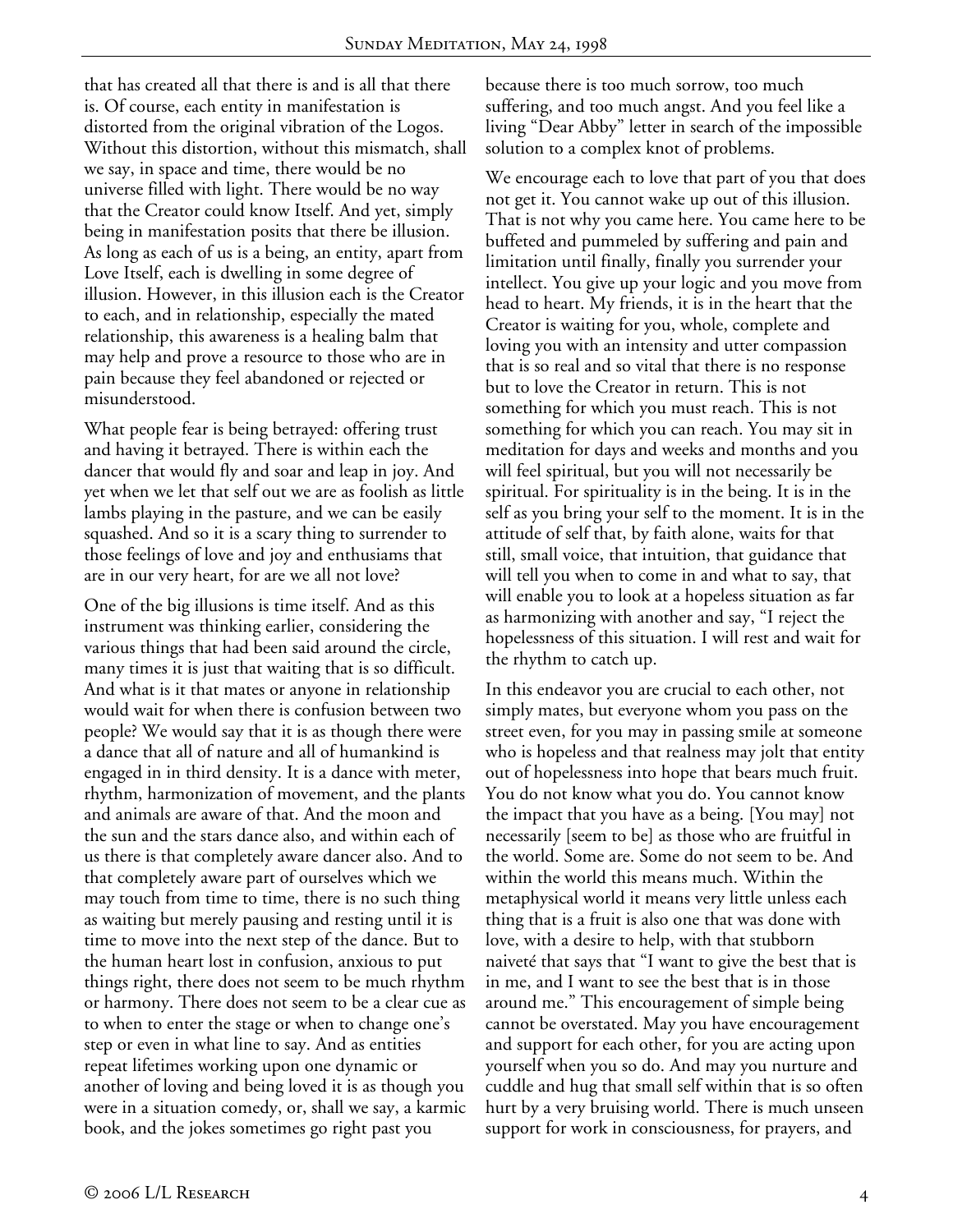that has created all that there is and is all that there is. Of course, each entity in manifestation is distorted from the original vibration of the Logos. Without this distortion, without this mismatch, shall we say, in space and time, there would be no universe filled with light. There would be no way that the Creator could know Itself. And yet, simply being in manifestation posits that there be illusion. As long as each of us is a being, an entity, apart from Love Itself, each is dwelling in some degree of illusion. However, in this illusion each is the Creator to each, and in relationship, especially the mated relationship, this awareness is a healing balm that may help and prove a resource to those who are in pain because they feel abandoned or rejected or misunderstood.

What people fear is being betrayed: offering trust and having it betrayed. There is within each the dancer that would fly and soar and leap in joy. And yet when we let that self out we are as foolish as little lambs playing in the pasture, and we can be easily squashed. And so it is a scary thing to surrender to those feelings of love and joy and enthusiasms that are in our very heart, for are we all not love?

One of the big illusions is time itself. And as this instrument was thinking earlier, considering the various things that had been said around the circle, many times it is just that waiting that is so difficult. And what is it that mates or anyone in relationship would wait for when there is confusion between two people? We would say that it is as though there were a dance that all of nature and all of humankind is engaged in in third density. It is a dance with meter, rhythm, harmonization of movement, and the plants and animals are aware of that. And the moon and the sun and the stars dance also, and within each of us there is that completely aware dancer also. And to that completely aware part of ourselves which we may touch from time to time, there is no such thing as waiting but merely pausing and resting until it is time to move into the next step of the dance. But to the human heart lost in confusion, anxious to put things right, there does not seem to be much rhythm or harmony. There does not seem to be a clear cue as to when to enter the stage or when to change one's step or even in what line to say. And as entities repeat lifetimes working upon one dynamic or another of loving and being loved it is as though you were in a situation comedy, or, shall we say, a karmic book, and the jokes sometimes go right past you because there is too much sorrow, too much suffering, and too much angst. And you feel like a living "Dear Abby" letter in search of the impossible solution to a complex knot of problems.

We encourage each to love that part of you that does not get it. You cannot wake up out of this illusion. That is not why you came here. You came here to be buffeted and pummeled by suffering and pain and limitation until finally, finally you surrender your intellect. You give up your logic and you move from head to heart. My friends, it is in the heart that the Creator is waiting for you, whole, complete and loving you with an intensity and utter compassion that is so real and so vital that there is no response but to love the Creator in return. This is not something for which you must reach. This is not something for which you can reach. You may sit in meditation for days and weeks and months and you will feel spiritual, but you will not necessarily be spiritual. For spirituality is in the being. It is in the self as you bring your self to the moment. It is in the attitude of self that, by faith alone, waits for that still, small voice, that intuition, that guidance that will tell you when to come in and what to say, that will enable you to look at a hopeless situation as far as harmonizing with another and say, "I reject the hopelessness of this situation. I will rest and wait for the rhythm to catch up.

In this endeavor you are crucial to each other, not simply mates, but everyone whom you pass on the street even, for you may in passing smile at someone who is hopeless and that realness may jolt that entity out of hopelessness into hope that bears much fruit. You do not know what you do. You cannot know the impact that you have as a being. [You may] not necessarily [seem to be] as those who are fruitful in the world. Some are. Some do not seem to be. And within the world this means much. Within the metaphysical world it means very little unless each thing that is a fruit is also one that was done with love, with a desire to help, with that stubborn naiveté that says that "I want to give the best that is in me, and I want to see the best that is in those around me." This encouragement of simple being cannot be overstated. May you have encouragement and support for each other, for you are acting upon yourself when you so do. And may you nurture and cuddle and hug that small self within that is so often hurt by a very bruising world. There is much unseen support for work in consciousness, for prayers, and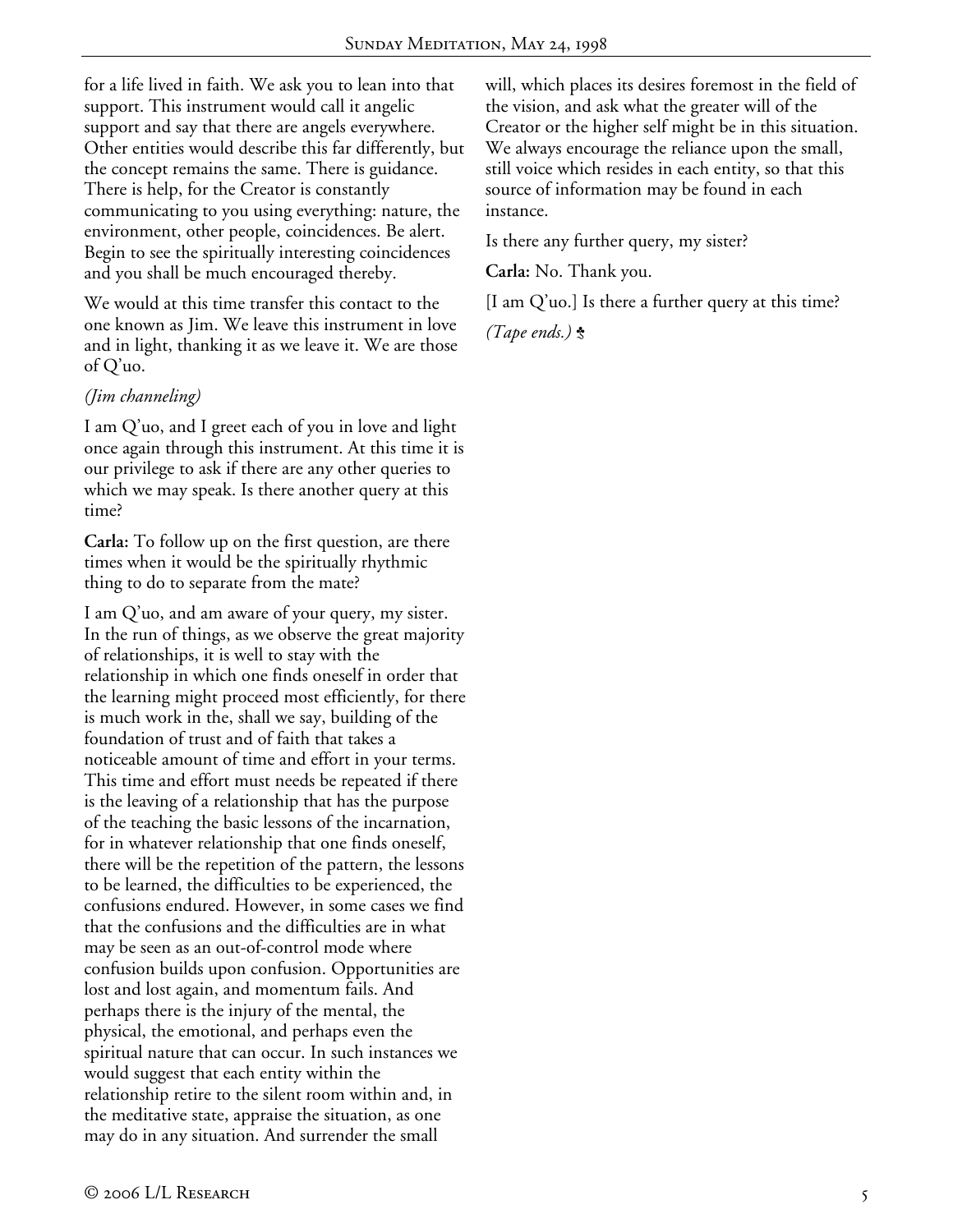for a life lived in faith. We ask you to lean into that support. This instrument would call it angelic support and say that there are angels everywhere. Other entities would describe this far differently, but the concept remains the same. There is guidance. There is help, for the Creator is constantly communicating to you using everything: nature, the environment, other people, coincidences. Be alert. Begin to see the spiritually interesting coincidences and you shall be much encouraged thereby.

We would at this time transfer this contact to the one known as Jim. We leave this instrument in love and in light, thanking it as we leave it. We are those of Q'uo.

*(Jim channeling)*

I am Q'uo, and I greet each of you in love and light once again through this instrument. At this time it is our privilege to ask if there are any other queries to which we may speak. Is there another query at this time?

**Carla:** To follow up on the first question, are there times when it would be the spiritually rhythmic thing to do to separate from the mate?

I am Q'uo, and am aware of your query, my sister. In the run of things, as we observe the great majority of relationships, it is well to stay with the relationship in which one finds oneself in order that the learning might proceed most efficiently, for there is much work in the, shall we say, building of the foundation of trust and of faith that takes a noticeable amount of time and effort in your terms. This time and effort must needs be repeated if there is the leaving of a relationship that has the purpose of the teaching the basic lessons of the incarnation, for in whatever relationship that one finds oneself, there will be the repetition of the pattern, the lessons to be learned, the difficulties to be experienced, the confusions endured. However, in some cases we find that the confusions and the difficulties are in what may be seen as an out-of-control mode where confusion builds upon confusion. Opportunities are lost and lost again, and momentum fails. And perhaps there is the injury of the mental, the physical, the emotional, and perhaps even the spiritual nature that can occur. In such instances we would suggest that each entity within the relationship retire to the silent room within and, in the meditative state, appraise the situation, as one may do in any situation. And surrender the small will, which places its desires foremost in the field of the vision, and ask what the greater will of the Creator or the higher self might be in this situation. We always encourage the reliance upon the small, still voice which resides in each entity, so that this source of information may be found in each instance.

Is there any further query, my sister?

**Carla:** No. Thank you.

[I am Q'uo.] Is there a further query at this time?

*(Tape ends.)* ♣